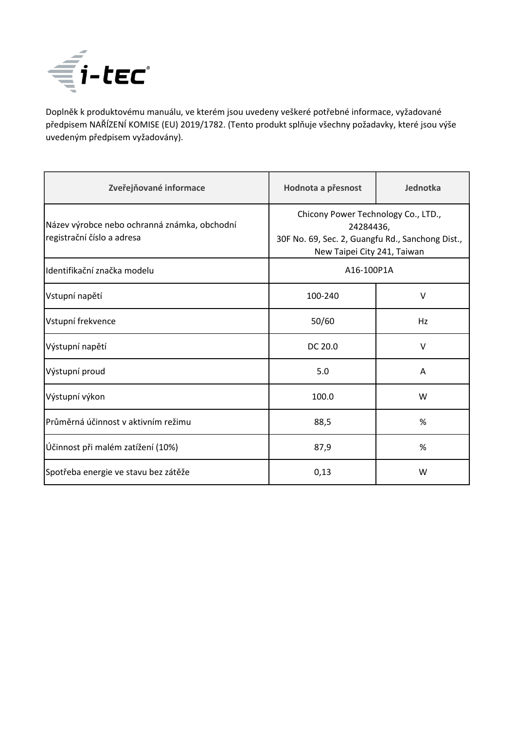i-tec

Doplněk k produktovému manuálu, ve kterém jsou uvedeny veškeré potřebné informace, vyžadované předpisem NAŘÍZENÍ KOMISE (EU) 2019/1782. (Tento produkt splňuje všechny požadavky, které jsou výše uvedeným předpisem vyžadovány).

| Zveřejňované informace | Hodnota a přesnost | Jednotka |
|---|---|---|
| Název výrobce nebo ochranná známka, obchodní registrační číslo a adresa | Chicony Power Technology Co., LTD., 24284436, 30F No. 69, Sec. 2, Guangfu Rd., Sanchong Dist., New Taipei City 241, Taiwan | |
| Identifikační značka modelu | A16-100P1A | |
| Vstupní napětí | 100-240 | V |
| Vstupní frekvence | 50/60 | Hz |
| Výstupní napětí | DC 20.0 | V |
| Výstupní proud | 5.0 | A |
| Výstupní výkon | 100.0 | W |
| Průměrná účinnost v aktivním režimu | 88,5 | % |
| Účinnost při malém zatížení (10%) | 87,9 | % |
| Spotřeba energie ve stavu bez zátěže | 0,13 | W |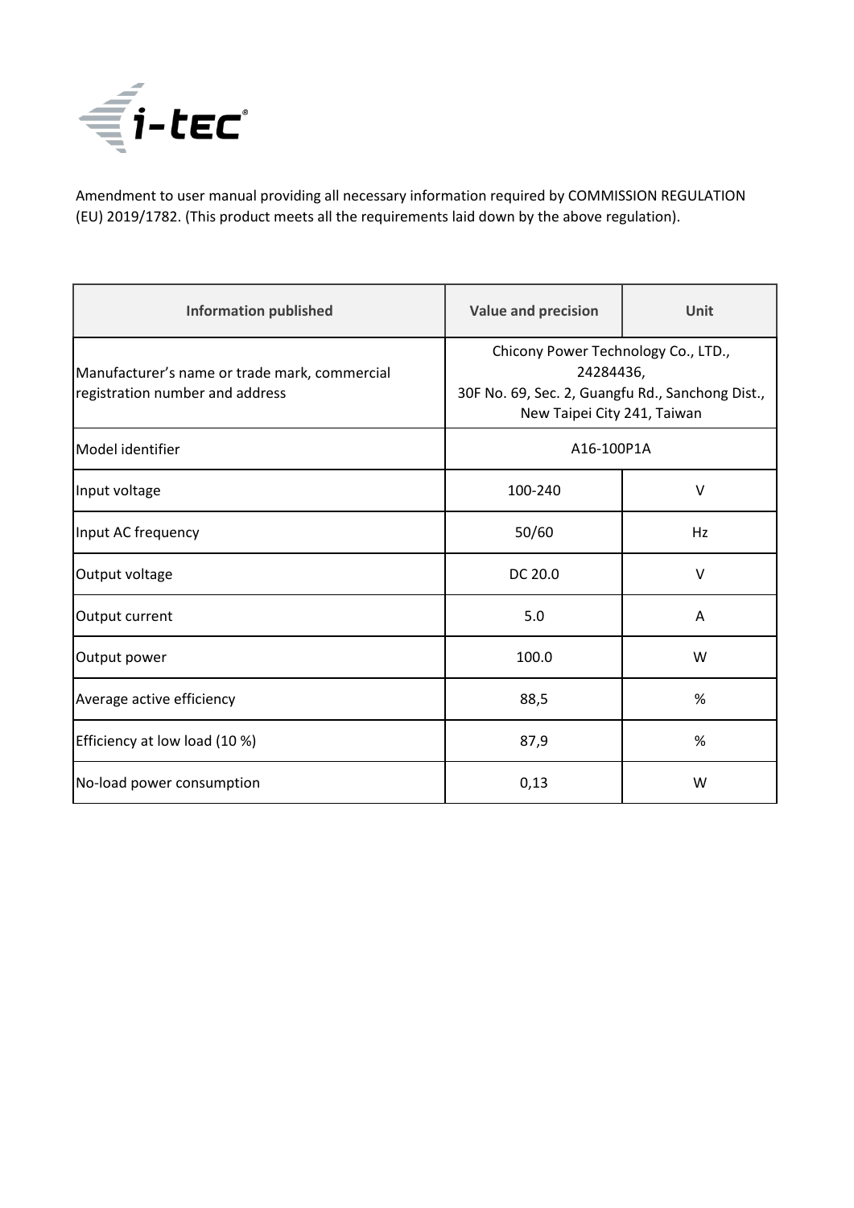Amendment to user manual providing all necessary information required by COMMISSION REGULATION (EU) 2019/1782. (This product meets all the requirements laid down by the above regulation).

| Information published | Value and precision | Unit |
|---|---|---|
| Manufacturer's name or trade mark, commercial registration number and address | Chicony Power Technology Co., LTD., 24284436, 30F No. 69, Sec. 2, Guangfu Rd., Sanchong Dist., New Taipei City 241, Taiwan | |
| Model identifier | A16-100P1A | |
| Input voltage | 100-240 | V |
| Input AC frequency | 50/60 | Hz |
| Output voltage | DC 20.0 | V |
| Output current | 5.0 | A |
| Output power | 100.0 | W |
| Average active efficiency | 88,5 | % |
| Efficiency at low load (10 %) | 87,9 | % |
| No-load power consumption | 0,13 | W |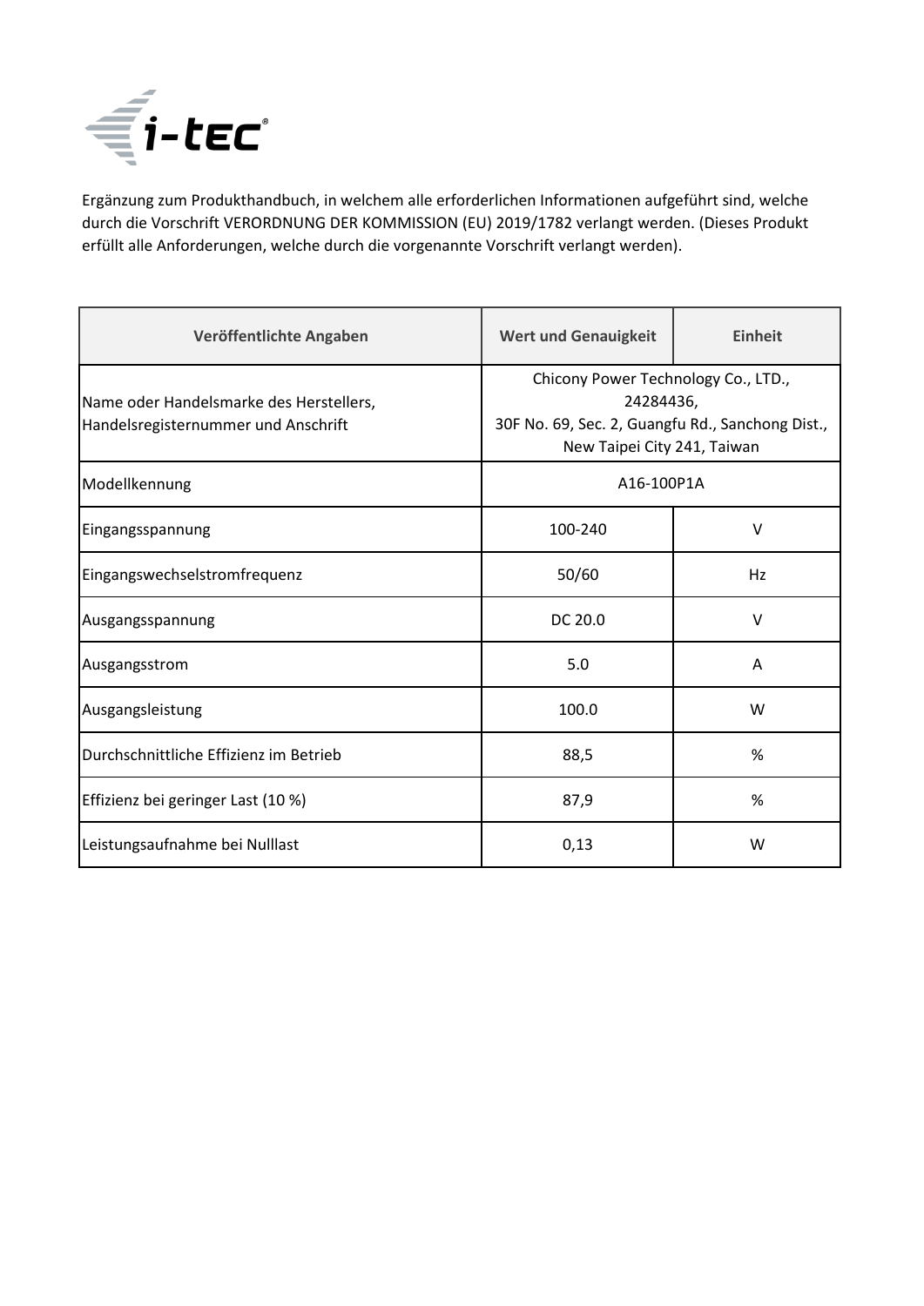Ergänzung zum Produkthandbuch, in welchem alle erforderlichen Informationen aufgeführt sind, welche durch die Vorschrift VERORDNUNG DER KOMMISSION (EU) 2019/1782 verlangt werden. (Dieses Produkt erfüllt alle Anforderungen, welche durch die vorgenannte Vorschrift verlangt werden).

| Veröffentlichte Angaben | Wert und Genauigkeit | Einheit |
|---|---|---|
| Name oder Handelsmarke des Herstellers, Handelsregisternummer und Anschrift | Chicony Power Technology Co., LTD., 24284436, 30F No. 69, Sec. 2, Guangfu Rd., Sanchong Dist., New Taipei City 241, Taiwan | |
| Modellkennung | A16-100P1A | |
| Eingangsspannung | 100-240 | V |
| Eingangswechselstromfrequenz | 50/60 | Hz |
| Ausgangsspannung | DC 20.0 | V |
| Ausgangsstrom | 5.0 | A |
| Ausgangsleistung | 100.0 | W |
| Durchschnittliche Effizienz im Betrieb | 88,5 | % |
| Effizienz bei geringer Last (10 %) | 87,9 | % |
| Leistungsaufnahme bei Nulllast | 0,13 | W |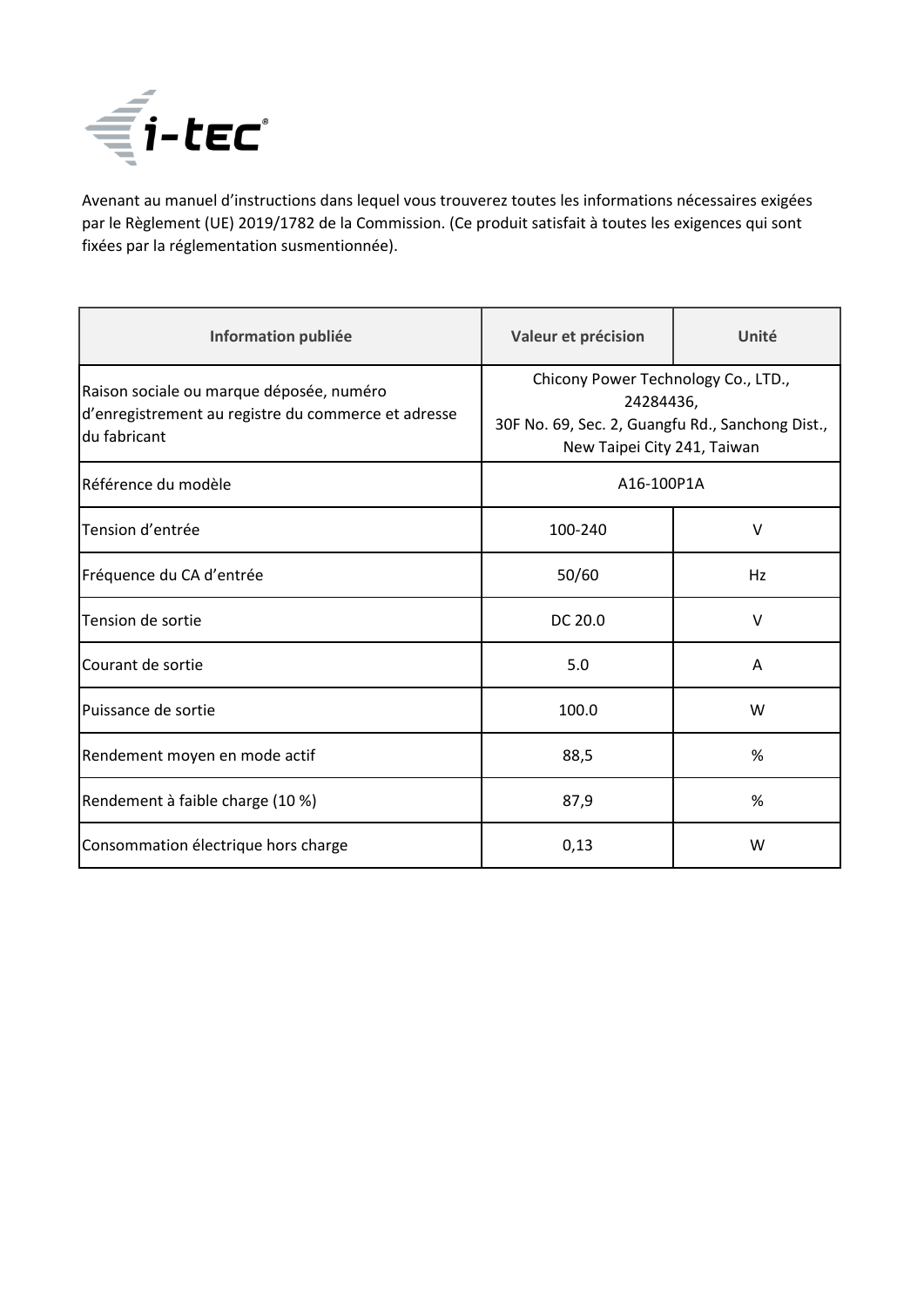Avenant au manuel d'instructions dans lequel vous trouverez toutes les informations nécessaires exigées par le Règlement (UE) 2019/1782 de la Commission. (Ce produit satisfait à toutes les exigences qui sont fixées par la réglementation susmentionnée).

| Information publiée | Valeur et précision | Unité |
|---|---|---|
| Raison sociale ou marque déposée, numéro d'enregistrement au registre du commerce et adresse du fabricant | Chicony Power Technology Co., LTD., 24284436, 30F No. 69, Sec. 2, Guangfu Rd., Sanchong Dist., New Taipei City 241, Taiwan | |
| Référence du modèle | A16-100P1A | |
| Tension d'entrée | 100-240 | V |
| Fréquence du CA d'entrée | 50/60 | Hz |
| Tension de sortie | DC 20.0 | V |
| Courant de sortie | 5.0 | A |
| Puissance de sortie | 100.0 | W |
| Rendement moyen en mode actif | 88,5 | % |
| Rendement à faible charge (10 %) | 87,9 | % |
| Consommation électrique hors charge | 0,13 | W |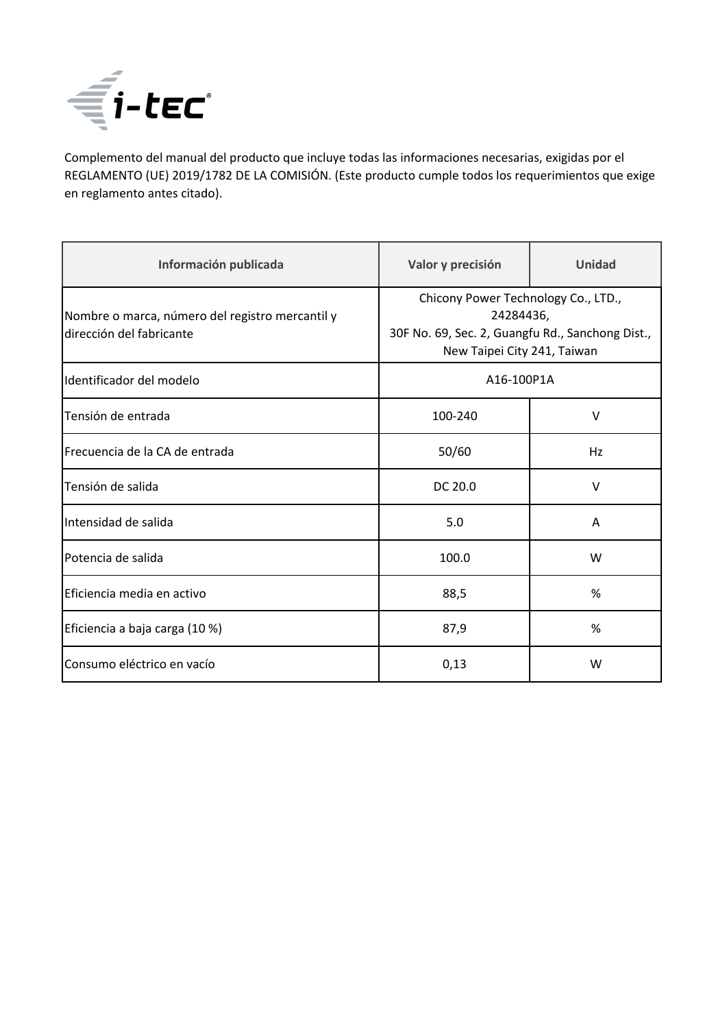Complemento del manual del producto que incluye todas las informaciones necesarias, exigidas por el REGLAMENTO (UE) 2019/1782 DE LA COMISIÓN. (Este producto cumple todos los requerimientos que exige en reglamento antes citado).

| Información publicada | Valor y precisión | Unidad |
|---|---|---|
| Nombre o marca, número del registro mercantil y dirección del fabricante | Chicony Power Technology Co., LTD., 24284436, 30F No. 69, Sec. 2, Guangfu Rd., Sanchong Dist., New Taipei City 241, Taiwan | |
| Identificador del modelo | A16-100P1A | |
| Tensión de entrada | 100-240 | V |
| Frecuencia de la CA de entrada | 50/60 | Hz |
| Tensión de salida | DC 20.0 | V |
| Intensidad de salida | 5.0 | A |
| Potencia de salida | 100.0 | W |
| Eficiencia media en activo | 88,5 | % |
| Eficiencia a baja carga (10 %) | 87,9 | % |
| Consumo eléctrico en vacío | 0,13 | W |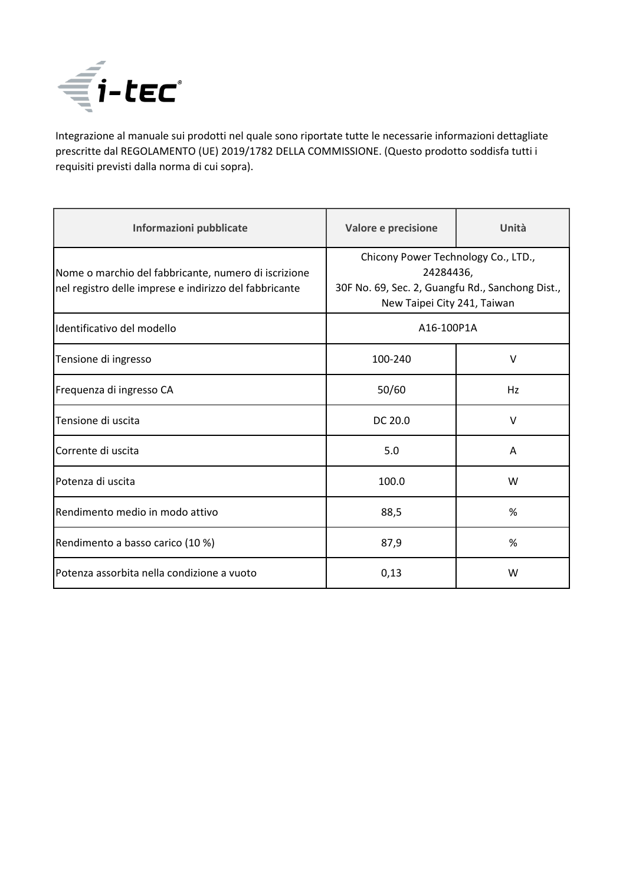Integrazione al manuale sui prodotti nel quale sono riportate tutte le necessarie informazioni dettagliate prescritte dal REGOLAMENTO (UE) 2019/1782 DELLA COMMISSIONE. (Questo prodotto soddisfa tutti i requisiti previsti dalla norma di cui sopra).

| Informazioni pubblicate | Valore e precisione | Unità |
|---|---|---|
| Nome o marchio del fabbricante, numero di iscrizione nel registro delle imprese e indirizzo del fabbricante | Chicony Power Technology Co., LTD., 24284436, 30F No. 69, Sec. 2, Guangfu Rd., Sanchong Dist., New Taipei City 241, Taiwan | |
| Identificativo del modello | A16-100P1A | |
| Tensione di ingresso | 100-240 | V |
| Frequenza di ingresso CA | 50/60 | Hz |
| Tensione di uscita | DC 20.0 | V |
| Corrente di uscita | 5.0 | A |
| Potenza di uscita | 100.0 | W |
| Rendimento medio in modo attivo | 88,5 | % |
| Rendimento a basso carico (10 %) | 87,9 | % |
| Potenza assorbita nella condizione a vuoto | 0,13 | W |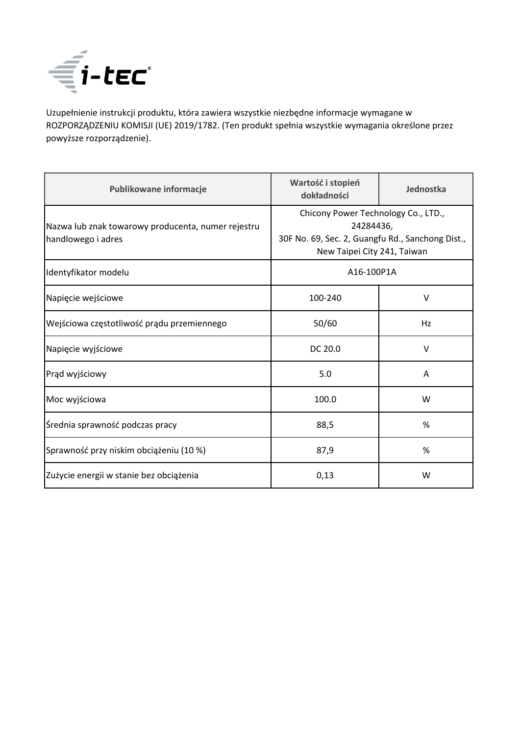Uzupełnienie instrukcji produktu, która zawiera wszystkie niezbędne informacje wymagane w ROZPORZĄDZENIU KOMISJI (UE) 2019/1782. (Ten produkt spełnia wszystkie wymagania określone przez powyższe rozporządzenie).

| Publikowane informacje | Wartość i stopień dokładności | Jednostka |
|---|---|---|
| Nazwa lub znak towarowy producenta, numer rejestru handlowego i adres | Chicony Power Technology Co., LTD., 24284436, 30F No. 69, Sec. 2, Guangfu Rd., Sanchong Dist., New Taipei City 241, Taiwan | |
| Identyfikator modelu | A16-100P1A | |
| Napięcie wejściowe | 100-240 | V |
| Wejściowa częstotliwość prądu przemiennego | 50/60 | Hz |
| Napięcie wyjściowe | DC 20.0 | V |
| Prąd wyjściowy | 5.0 | A |
| Moc wyjściowa | 100.0 | W |
| Średnia sprawność podczas pracy | 88,5 | % |
| Sprawność przy niskim obciążeniu (10 %) | 87,9 | % |
| Zużycie energii w stanie bez obciążenia | 0,13 | W |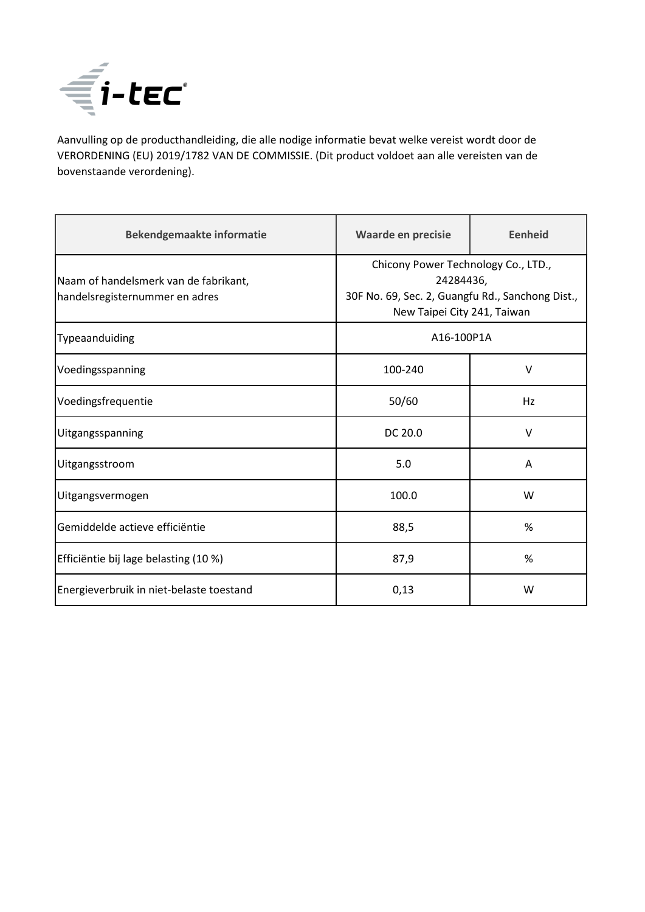Aanvulling op de producthandleiding, die alle nodige informatie bevat welke vereist wordt door de VERORDENING (EU) 2019/1782 VAN DE COMMISSIE. (Dit product voldoet aan alle vereisten van de bovenstaande verordening).

| Bekendgemaakte informatie | Waarde en precisie | Eenheid |
|---|---|---|
| Naam of handelsmerk van de fabrikant, handelsregisternummer en adres | Chicony Power Technology Co., LTD., 24284436, 30F No. 69, Sec. 2, Guangfu Rd., Sanchong Dist., New Taipei City 241, Taiwan | |
| Typeaanduiding | A16-100P1A | |
| Voedingsspanning | 100-240 | V |
| Voedingsfrequentie | 50/60 | Hz |
| Uitgangsspanning | DC 20.0 | V |
| Uitgangsstroom | 5.0 | A |
| Uitgangsvermogen | 100.0 | W |
| Gemiddelde actieve efficiëntie | 88,5 | % |
| Efficiëntie bij lage belasting (10 %) | 87,9 | % |
| Energieverbruik in niet-belaste toestand | 0,13 | W |